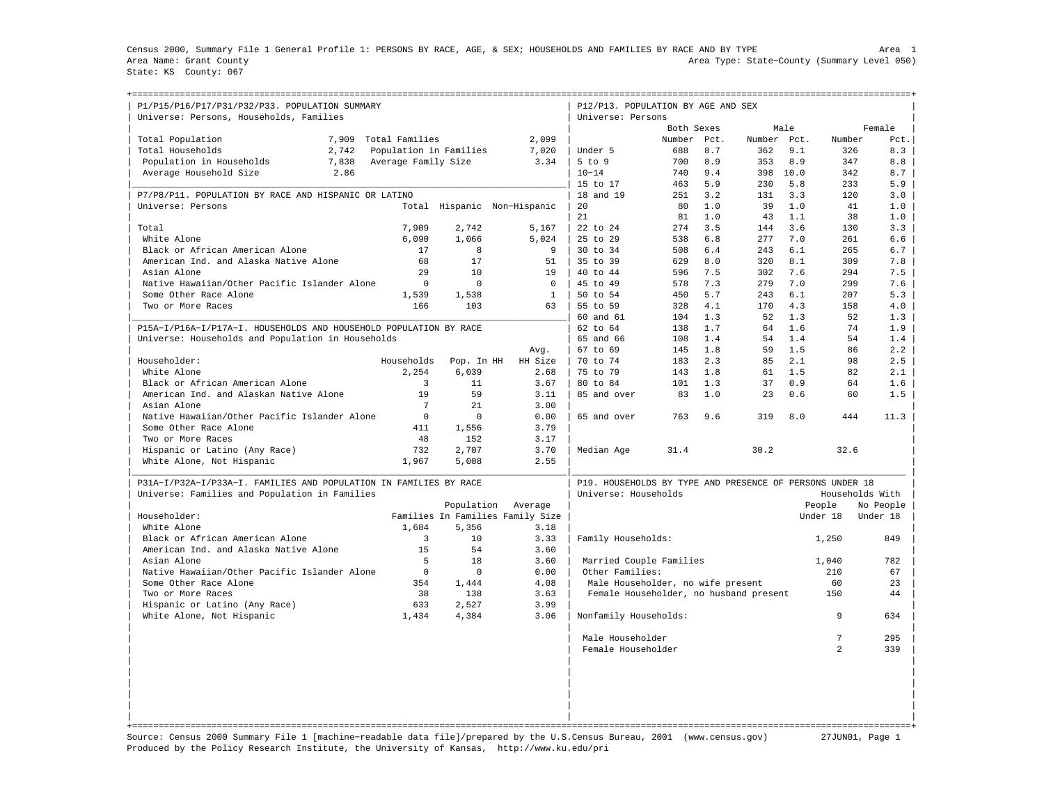Census 2000, Summary File 1 General Profile 1: PERSONS BY RACE, AGE, & SEX; HOUSEHOLDS AND FAMILIES BY RACE AND BY TYPE

Area 1

Area Name: Grant County

Area Type: State-County (Summary Level 050)

State: KS County: 067

## P1/P15/P16/P17/P31/P32/P33. POPULATION SUMMARY

Universe: Persons, Households, Families

| | | | |
|---|---|---|---|
| Total Population | 7,909 | Total Families | 2,099 |
| Total Households | 2,742 | Population in Families | 7,020 |
| Population in Households | 7,838 | Average Family Size | 3.34 |
| Average Household Size | 2.86 | | |

## P7/P8/P11. POPULATION BY RACE AND HISPANIC OR LATINO

Universe: Persons

| | Total | Hispanic | Non-Hispanic |
|---|---|---|---|
| Total | 7,909 | 2,742 | 5,167 |
| White Alone | 6,090 | 1,066 | 5,024 |
| Black or African American Alone | 17 | 8 | 9 |
| American Ind. and Alaska Native Alone | 68 | 17 | 51 |
| Asian Alone | 29 | 10 | 19 |
| Native Hawaiian/Other Pacific Islander Alone | 0 | 0 | 0 |
| Some Other Race Alone | 1,539 | 1,538 | 1 |
| Two or More Races | 166 | 103 | 63 |

## P15A-I/P16A-I/P17A-I. HOUSEHOLDS AND HOUSEHOLD POPULATION BY RACE

Universe: Households and Population in Households

| Householder: | Households | Pop. In HH | Avg. HH Size |
|---|---|---|---|
| White Alone | 2,254 | 6,039 | 2.68 |
| Black or African American Alone | 3 | 11 | 3.67 |
| American Ind. and Alaskan Native Alone | 19 | 59 | 3.11 |
| Asian Alone | 7 | 21 | 3.00 |
| Native Hawaiian/Other Pacific Islander Alone | 0 | 0 | 0.00 |
| Some Other Race Alone | 411 | 1,556 | 3.79 |
| Two or More Races | 48 | 152 | 3.17 |
| Hispanic or Latino (Any Race) | 732 | 2,707 | 3.70 |
| White Alone, Not Hispanic | 1,967 | 5,008 | 2.55 |

## P31A-I/P32A-I/P33A-I. FAMILIES AND POPULATION IN FAMILIES BY RACE

Universe: Families and Population in Families

| Householder: | Families | Population In Families | Average Family Size |
|---|---|---|---|
| White Alone | 1,684 | 5,356 | 3.18 |
| Black or African American Alone | 3 | 10 | 3.33 |
| American Ind. and Alaska Native Alone | 15 | 54 | 3.60 |
| Asian Alone | 5 | 18 | 3.60 |
| Native Hawaiian/Other Pacific Islander Alone | 0 | 0 | 0.00 |
| Some Other Race Alone | 354 | 1,444 | 4.08 |
| Two or More Races | 38 | 138 | 3.63 |
| Hispanic or Latino (Any Race) | 633 | 2,527 | 3.99 |
| White Alone, Not Hispanic | 1,434 | 4,384 | 3.06 |

## P12/P13. POPULATION BY AGE AND SEX

Universe: Persons

| | Both Sexes | | Male | | Female | |
|---|---|---|---|---|---|---|
| | Number | Pct. | Number | Pct. | Number | Pct. |
| Under 5 | 688 | 8.7 | 362 | 9.1 | 326 | 8.3 |
| 5 to 9 | 700 | 8.9 | 353 | 8.9 | 347 | 8.8 |
| 10-14 | 740 | 9.4 | 398 | 10.0 | 342 | 8.7 |
| 15 to 17 | 463 | 5.9 | 230 | 5.8 | 233 | 5.9 |
| 18 and 19 | 251 | 3.2 | 131 | 3.3 | 120 | 3.0 |
| 20 | 80 | 1.0 | 39 | 1.0 | 41 | 1.0 |
| 21 | 81 | 1.0 | 43 | 1.1 | 38 | 1.0 |
| 22 to 24 | 274 | 3.5 | 144 | 3.6 | 130 | 3.3 |
| 25 to 29 | 538 | 6.8 | 277 | 7.0 | 261 | 6.6 |
| 30 to 34 | 508 | 6.4 | 243 | 6.1 | 265 | 6.7 |
| 35 to 39 | 629 | 8.0 | 320 | 8.1 | 309 | 7.8 |
| 40 to 44 | 596 | 7.5 | 302 | 7.6 | 294 | 7.5 |
| 45 to 49 | 578 | 7.3 | 279 | 7.0 | 299 | 7.6 |
| 50 to 54 | 450 | 5.7 | 243 | 6.1 | 207 | 5.3 |
| 55 to 59 | 328 | 4.1 | 170 | 4.3 | 158 | 4.0 |
| 60 and 61 | 104 | 1.3 | 52 | 1.3 | 52 | 1.3 |
| 62 to 64 | 138 | 1.7 | 64 | 1.6 | 74 | 1.9 |
| 65 and 66 | 108 | 1.4 | 54 | 1.4 | 54 | 1.4 |
| 67 to 69 | 145 | 1.8 | 59 | 1.5 | 86 | 2.2 |
| 70 to 74 | 183 | 2.3 | 85 | 2.1 | 98 | 2.5 |
| 75 to 79 | 143 | 1.8 | 61 | 1.5 | 82 | 2.1 |
| 80 to 84 | 101 | 1.3 | 37 | 0.9 | 64 | 1.6 |
| 85 and over | 83 | 1.0 | 23 | 0.6 | 60 | 1.5 |
| 65 and over | 763 | 9.6 | 319 | 8.0 | 444 | 11.3 |
| Median Age | 31.4 | | 30.2 | | 32.6 | |

## P19. HOUSEHOLDS BY TYPE AND PRESENCE OF PERSONS UNDER 18

Universe: Households

| | Households With People Under 18 | Households With No People Under 18 |
|---|---|---|
| Family Households: | 1,250 | 849 |
| Married Couple Families | 1,040 | 782 |
| Other Families: | 210 | 67 |
| Male Householder, no wife present | 60 | 23 |
| Female Householder, no husband present | 150 | 44 |
| Nonfamily Households: | 9 | 634 |
| Male Householder | 7 | 295 |
| Female Householder | 2 | 339 |

Source: Census 2000 Summary File 1 [machine-readable data file]/prepared by the U.S.Census Bureau, 2001 (www.census.gov) 27JUN01, Page 1

Produced by the Policy Research Institute, the University of Kansas, http://www.ku.edu/pri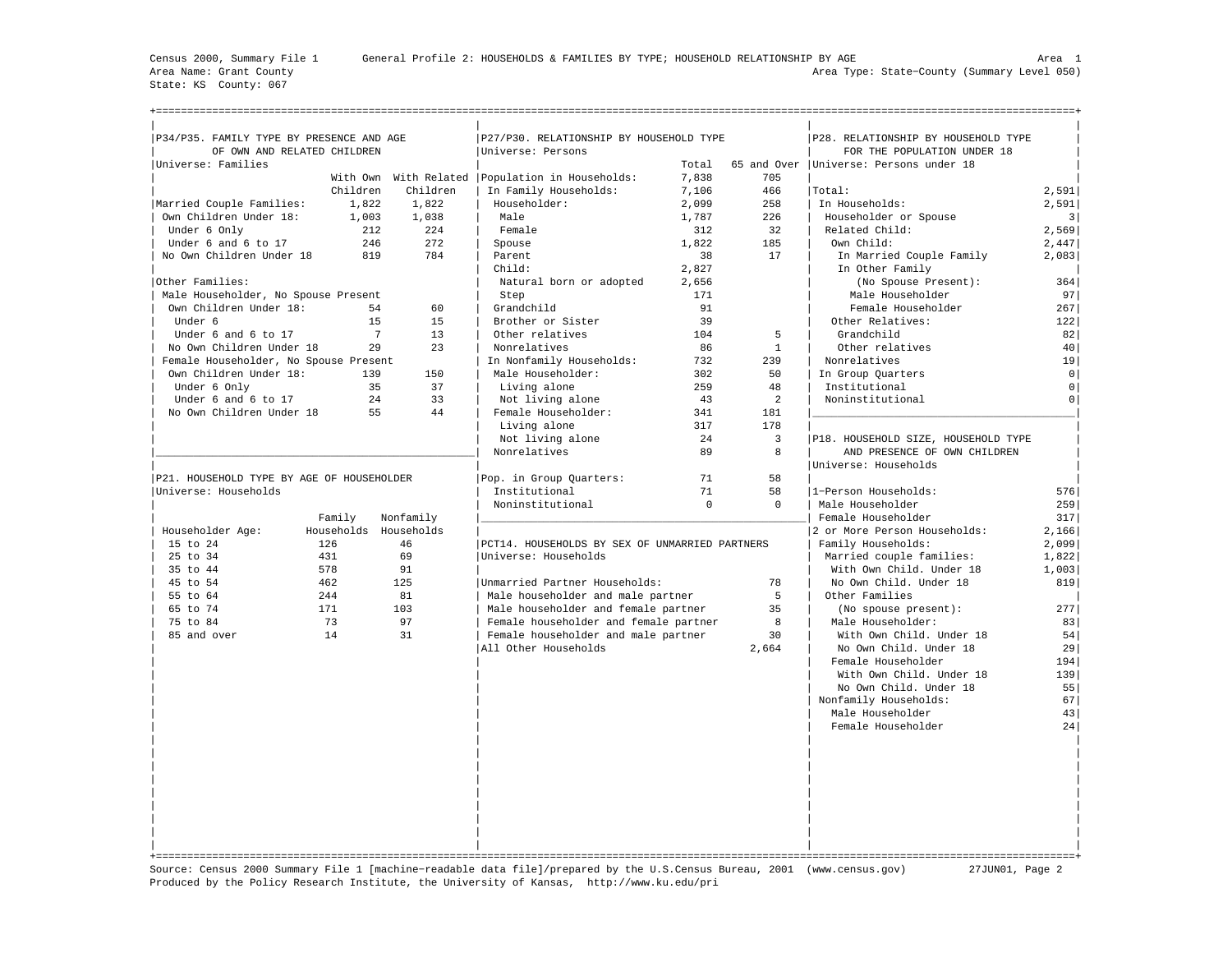Census 2000, Summary File 1 — General Profile 2: HOUSEHOLDS & FAMILIES BY TYPE; HOUSEHOLD RELATIONSHIP BY AGE — Area 1

Area Name: Grant County — Area Type: State-County (Summary Level 050)

State: KS County: 067

### P34/P35. FAMILY TYPE BY PRESENCE AND AGE OF OWN AND RELATED CHILDREN

Universe: Families

| | With Own Children | With Related Children |
|---|---|---|
| Married Couple Families: | 1,822 | 1,822 |
| Own Children Under 18: | 1,003 | 1,038 |
| Under 6 Only | 212 | 224 |
| Under 6 and 6 to 17 | 246 | 272 |
| No Own Children Under 18 | 819 | 784 |
| Other Families: | | |
| Male Householder, No Spouse Present | | |
| Own Children Under 18: | 54 | 60 |
| Under 6 | 15 | 15 |
| Under 6 and 6 to 17 | 7 | 13 |
| No Own Children Under 18 | 29 | 23 |
| Female Householder, No Spouse Present | | |
| Own Children Under 18: | 139 | 150 |
| Under 6 Only | 35 | 37 |
| Under 6 and 6 to 17 | 24 | 33 |
| No Own Children Under 18 | 55 | 44 |

### P21. HOUSEHOLD TYPE BY AGE OF HOUSEHOLDER

Universe: Households

| Householder Age: | Family Households | Nonfamily Households |
|---|---|---|
| 15 to 24 | 126 | 46 |
| 25 to 34 | 431 | 69 |
| 35 to 44 | 578 | 91 |
| 45 to 54 | 462 | 125 |
| 55 to 64 | 244 | 81 |
| 65 to 74 | 171 | 103 |
| 75 to 84 | 73 | 97 |
| 85 and over | 14 | 31 |

### P27/P30. RELATIONSHIP BY HOUSEHOLD TYPE

Universe: Persons

| | Total | 65 and Over |
|---|---|---|
| Population in Households: | 7,838 | 705 |
| In Family Households: | 7,106 | 466 |
| Householder: | 2,099 | 258 |
| Male | 1,787 | 226 |
| Female | 312 | 32 |
| Spouse | 1,822 | 185 |
| Parent | 38 | 17 |
| Child: | 2,827 | |
| Natural born or adopted | 2,656 | |
| Step | 171 | |
| Grandchild | 91 | |
| Brother or Sister | 39 | |
| Other relatives | 104 | 5 |
| Nonrelatives | 86 | 1 |
| In Nonfamily Households: | 732 | 239 |
| Male Householder: | 302 | 50 |
| Living alone | 259 | 48 |
| Not living alone | 43 | 2 |
| Female Householder: | 341 | 181 |
| Living alone | 317 | 178 |
| Not living alone | 24 | 3 |
| Nonrelatives | 89 | 8 |
| Pop. in Group Quarters: | 71 | 58 |
| Institutional | 71 | 58 |
| Noninstitutional | 0 | 0 |

### PCT14. HOUSEHOLDS BY SEX OF UNMARRIED PARTNERS

Universe: Households

| | |
|---|---|
| Unmarried Partner Households: | 78 |
| Male householder and male partner | 5 |
| Male householder and female partner | 35 |
| Female householder and female partner | 8 |
| Female householder and male partner | 30 |
| All Other Households | 2,664 |

### P28. RELATIONSHIP BY HOUSEHOLD TYPE FOR THE POPULATION UNDER 18

Universe: Persons under 18

| | |
|---|---|
| Total: | 2,591 |
| In Households: | 2,591 |
| Householder or Spouse | 3 |
| Related Child: | 2,569 |
| Own Child: | 2,447 |
| In Married Couple Family | 2,083 |
| In Other Family (No Spouse Present): | 364 |
| Male Householder | 97 |
| Female Householder | 267 |
| Other Relatives: | 122 |
| Grandchild | 82 |
| Other relatives | 40 |
| Nonrelatives | 19 |
| In Group Quarters | 0 |
| Institutional | 0 |
| Noninstitutional | 0 |

### P18. HOUSEHOLD SIZE, HOUSEHOLD TYPE AND PRESENCE OF OWN CHILDREN

Universe: Households

| | |
|---|---|
| 1-Person Households: | 576 |
| Male Householder | 259 |
| Female Householder | 317 |
| 2 or More Person Households: | 2,166 |
| Family Households: | 2,099 |
| Married couple families: | 1,822 |
| With Own Child. Under 18 | 1,003 |
| No Own Child. Under 18 | 819 |
| Other Families (No spouse present): | 277 |
| Male Householder: | 83 |
| With Own Child. Under 18 | 54 |
| No Own Child. Under 18 | 29 |
| Female Householder | 194 |
| With Own Child. Under 18 | 139 |
| No Own Child. Under 18 | 55 |
| Nonfamily Households: | 67 |
| Male Householder | 43 |
| Female Householder | 24 |

Source: Census 2000 Summary File 1 [machine-readable data file]/prepared by the U.S.Census Bureau, 2001 (www.census.gov) 27JUN01

Produced by the Policy Research Institute, the University of Kansas, http://www.ku.edu/pri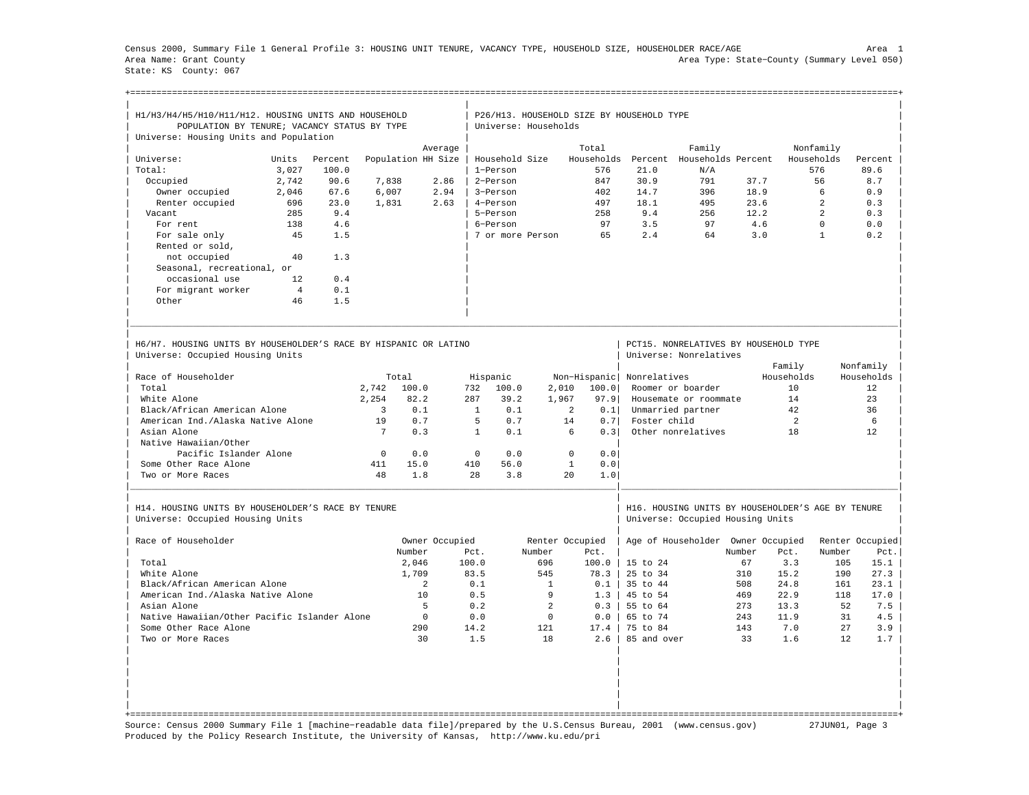Census 2000, Summary File 1 General Profile 3: HOUSING UNIT TENURE, VACANCY TYPE, HOUSEHOLD SIZE, HOUSEHOLDER RACE/AGE — Area 1
Area Name: Grant County — Area Type: State-County (Summary Level 050)
State: KS County: 067

## H1/H3/H4/H5/H10/H11/H12. HOUSING UNITS AND HOUSEHOLD POPULATION BY TENURE; VACANCY STATUS BY TYPE

Universe: Housing Units and Population

| Universe: | Units | Percent | Population | Average HH Size |
|---|---|---|---|---|
| Total: | 3,027 | 100.0 | | |
| Occupied | 2,742 | 90.6 | 7,838 | 2.86 |
| Owner occupied | 2,046 | 67.6 | 6,007 | 2.94 |
| Renter occupied | 696 | 23.0 | 1,831 | 2.63 |
| Vacant | 285 | 9.4 | | |
| For rent | 138 | 4.6 | | |
| For sale only | 45 | 1.5 | | |
| Rented or sold, not occupied | 40 | 1.3 | | |
| Seasonal, recreational, or occasional use | 12 | 0.4 | | |
| For migrant worker | 4 | 0.1 | | |
| Other | 46 | 1.5 | | |

## P26/H13. HOUSEHOLD SIZE BY HOUSEHOLD TYPE

Universe: Households

| Household Size | Total Households | Percent | Family Households | Percent | Nonfamily Households | Percent |
|---|---|---|---|---|---|---|
| 1-Person | 576 | 21.0 | N/A | | 576 | 89.6 |
| 2-Person | 847 | 30.9 | 791 | 37.7 | 56 | 8.7 |
| 3-Person | 402 | 14.7 | 396 | 18.9 | 6 | 0.9 |
| 4-Person | 497 | 18.1 | 495 | 23.6 | 2 | 0.3 |
| 5-Person | 258 | 9.4 | 256 | 12.2 | 2 | 0.3 |
| 6-Person | 97 | 3.5 | 97 | 4.6 | 0 | 0.0 |
| 7 or more Person | 65 | 2.4 | 64 | 3.0 | 1 | 0.2 |

## H6/H7. HOUSING UNITS BY HOUSEHOLDER'S RACE BY HISPANIC OR LATINO

Universe: Occupied Housing Units

| Race of Householder | Total | | Hispanic | | Non-Hispanic | |
|---|---|---|---|---|---|---|
| Total | 2,742 | 100.0 | 732 | 100.0 | 2,010 | 100.0 |
| White Alone | 2,254 | 82.2 | 287 | 39.2 | 1,967 | 97.9 |
| Black/African American Alone | 3 | 0.1 | 1 | 0.1 | 2 | 0.1 |
| American Ind./Alaska Native Alone | 19 | 0.7 | 5 | 0.7 | 14 | 0.7 |
| Asian Alone | 7 | 0.3 | 1 | 0.1 | 6 | 0.3 |
| Native Hawaiian/Other Pacific Islander Alone | 0 | 0.0 | 0 | 0.0 | 0 | 0.0 |
| Some Other Race Alone | 411 | 15.0 | 410 | 56.0 | 1 | 0.0 |
| Two or More Races | 48 | 1.8 | 28 | 3.8 | 20 | 1.0 |

## PCT15. NONRELATIVES BY HOUSEHOLD TYPE

Universe: Nonrelatives

| Nonrelatives | Family Households | Nonfamily Households |
|---|---|---|
| Roomer or boarder | 10 | 12 |
| Housemate or roommate | 14 | 23 |
| Unmarried partner | 42 | 36 |
| Foster child | 2 | 6 |
| Other nonrelatives | 18 | 12 |

## H14. HOUSING UNITS BY HOUSEHOLDER'S RACE BY TENURE

Universe: Occupied Housing Units

| Race of Householder | Owner Occupied Number | Owner Occupied Pct. | Renter Occupied Number | Renter Occupied Pct. |
|---|---|---|---|---|
| Total | 2,046 | 100.0 | 696 | 100.0 |
| White Alone | 1,709 | 83.5 | 545 | 78.3 |
| Black/African American Alone | 2 | 0.1 | 1 | 0.1 |
| American Ind./Alaska Native Alone | 10 | 0.5 | 9 | 1.3 |
| Asian Alone | 5 | 0.2 | 2 | 0.3 |
| Native Hawaiian/Other Pacific Islander Alone | 0 | 0.0 | 0 | 0.0 |
| Some Other Race Alone | 290 | 14.2 | 121 | 17.4 |
| Two or More Races | 30 | 1.5 | 18 | 2.6 |

## H16. HOUSING UNITS BY HOUSEHOLDER'S AGE BY TENURE

Universe: Occupied Housing Units

| Age of Householder | Owner Occupied Number | Owner Occupied Pct. | Renter Occupied Number | Renter Occupied Pct. |
|---|---|---|---|---|
| 15 to 24 | 67 | 3.3 | 105 | 15.1 |
| 25 to 34 | 310 | 15.2 | 190 | 27.3 |
| 35 to 44 | 508 | 24.8 | 161 | 23.1 |
| 45 to 54 | 469 | 22.9 | 118 | 17.0 |
| 55 to 64 | 273 | 13.3 | 52 | 7.5 |
| 65 to 74 | 243 | 11.9 | 31 | 4.5 |
| 75 to 84 | 143 | 7.0 | 27 | 3.9 |
| 85 and over | 33 | 1.6 | 12 | 1.7 |

Source: Census 2000 Summary File 1 [machine-readable data file]/prepared by the U.S.Census Bureau, 2001 (www.census.gov) 27JUN01
Produced by the Policy Research Institute, the University of Kansas, http://www.ku.edu/pri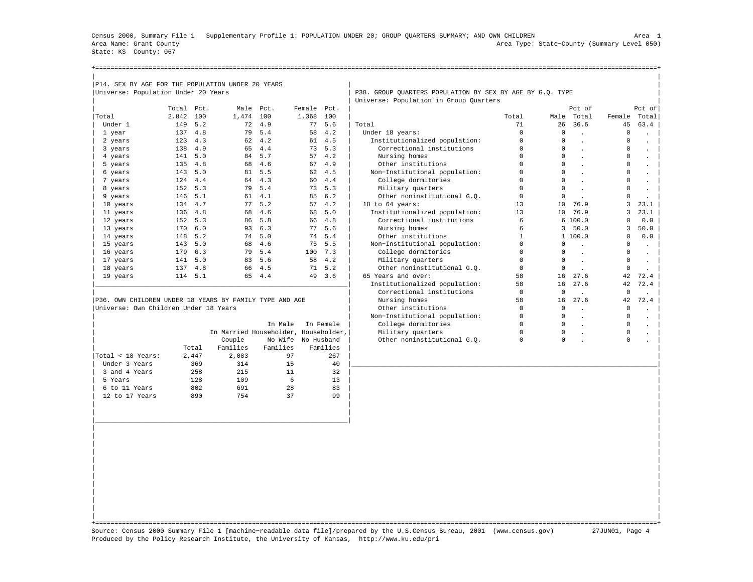Census 2000, Summary File 1 Supplementary Profile 1: POPULATION UNDER 20; GROUP QUARTERS SUMMARY; AND OWN CHILDREN

Area Name: Grant County
State: KS County: 067

Area 1
Area Type: State-County (Summary Level 050)

## P14. SEX BY AGE FOR THE POPULATION UNDER 20 YEARS

Universe: Population Under 20 Years

| | Total | Pct. | Male | Pct. | Female | Pct. |
|---|---|---|---|---|---|---|
| Total | 2,842 | 100 | 1,474 | 100 | 1,368 | 100 |
| Under 1 | 149 | 5.2 | 72 | 4.9 | 77 | 5.6 |
| 1 year | 137 | 4.8 | 79 | 5.4 | 58 | 4.2 |
| 2 years | 123 | 4.3 | 62 | 4.2 | 61 | 4.5 |
| 3 years | 138 | 4.9 | 65 | 4.4 | 73 | 5.3 |
| 4 years | 141 | 5.0 | 84 | 5.7 | 57 | 4.2 |
| 5 years | 135 | 4.8 | 68 | 4.6 | 67 | 4.9 |
| 6 years | 143 | 5.0 | 81 | 5.5 | 62 | 4.5 |
| 7 years | 124 | 4.4 | 64 | 4.3 | 60 | 4.4 |
| 8 years | 152 | 5.3 | 79 | 5.4 | 73 | 5.3 |
| 9 years | 146 | 5.1 | 61 | 4.1 | 85 | 6.2 |
| 10 years | 134 | 4.7 | 77 | 5.2 | 57 | 4.2 |
| 11 years | 136 | 4.8 | 68 | 4.6 | 68 | 5.0 |
| 12 years | 152 | 5.3 | 86 | 5.8 | 66 | 4.8 |
| 13 years | 170 | 6.0 | 93 | 6.3 | 77 | 5.6 |
| 14 years | 148 | 5.2 | 74 | 5.0 | 74 | 5.4 |
| 15 years | 143 | 5.0 | 68 | 4.6 | 75 | 5.5 |
| 16 years | 179 | 6.3 | 79 | 5.4 | 100 | 7.3 |
| 17 years | 141 | 5.0 | 83 | 5.6 | 58 | 4.2 |
| 18 years | 137 | 4.8 | 66 | 4.5 | 71 | 5.2 |
| 19 years | 114 | 5.1 | 65 | 4.4 | 49 | 3.6 |

## P36. OWN CHILDREN UNDER 18 YEARS BY FAMILY TYPE AND AGE

Universe: Own Children Under 18 Years

| | Total | In Married Couple Families | In Male Householder, No Wife Families | In Female Householder, No Husband Families |
|---|---|---|---|---|
| Total < 18 Years: | 2,447 | 2,083 | 97 | 267 |
| Under 3 Years | 369 | 314 | 15 | 40 |
| 3 and 4 Years | 258 | 215 | 11 | 32 |
| 5 Years | 128 | 109 | 6 | 13 |
| 6 to 11 Years | 802 | 691 | 28 | 83 |
| 12 to 17 Years | 890 | 754 | 37 | 99 |

## P38. GROUP QUARTERS POPULATION BY SEX BY AGE BY G.Q. TYPE

Universe: Population in Group Quarters

| | Total | Male | Pct of Total | Female | Pct of Total |
|---|---|---|---|---|---|
| Total | 71 | 26 | 36.6 | 45 | 63.4 |
| Under 18 years: | 0 | 0 | . | 0 | . |
| Institutionalized population: | 0 | 0 | . | 0 | . |
| Correctional institutions | 0 | 0 | . | 0 | . |
| Nursing homes | 0 | 0 | . | 0 | . |
| Other institutions | 0 | 0 | . | 0 | . |
| Non-Institutional population: | 0 | 0 | . | 0 | . |
| College dormitories | 0 | 0 | . | 0 | . |
| Military quarters | 0 | 0 | . | 0 | . |
| Other noninstitutional G.Q. | 0 | 0 | . | 0 | . |
| 18 to 64 years: | 13 | 10 | 76.9 | 3 | 23.1 |
| Institutionalized population: | 13 | 10 | 76.9 | 3 | 23.1 |
| Correctional institutions | 6 | 6 | 100.0 | 0 | 0.0 |
| Nursing homes | 6 | 3 | 50.0 | 3 | 50.0 |
| Other institutions | 1 | 1 | 100.0 | 0 | 0.0 |
| Non-Institutional population: | 0 | 0 | . | 0 | . |
| College dormitories | 0 | 0 | . | 0 | . |
| Military quarters | 0 | 0 | . | 0 | . |
| Other noninstitutional G.Q. | 0 | 0 | . | 0 | . |
| 65 Years and over: | 58 | 16 | 27.6 | 42 | 72.4 |
| Institutionalized population: | 58 | 16 | 27.6 | 42 | 72.4 |
| Correctional institutions | 0 | 0 | . | 0 | . |
| Nursing homes | 58 | 16 | 27.6 | 42 | 72.4 |
| Other institutions | 0 | 0 | . | 0 | . |
| Non-Institutional population: | 0 | 0 | . | 0 | . |
| College dormitories | 0 | 0 | . | 0 | . |
| Military quarters | 0 | 0 | . | 0 | . |
| Other noninstitutional G.Q. | 0 | 0 | . | 0 | . |

Source: Census 2000 Summary File 1 [machine-readable data file]/prepared by the U.S.Census Bureau, 2001 (www.census.gov) 27JUN01
Produced by the Policy Research Institute, the University of Kansas, http://www.ku.edu/pri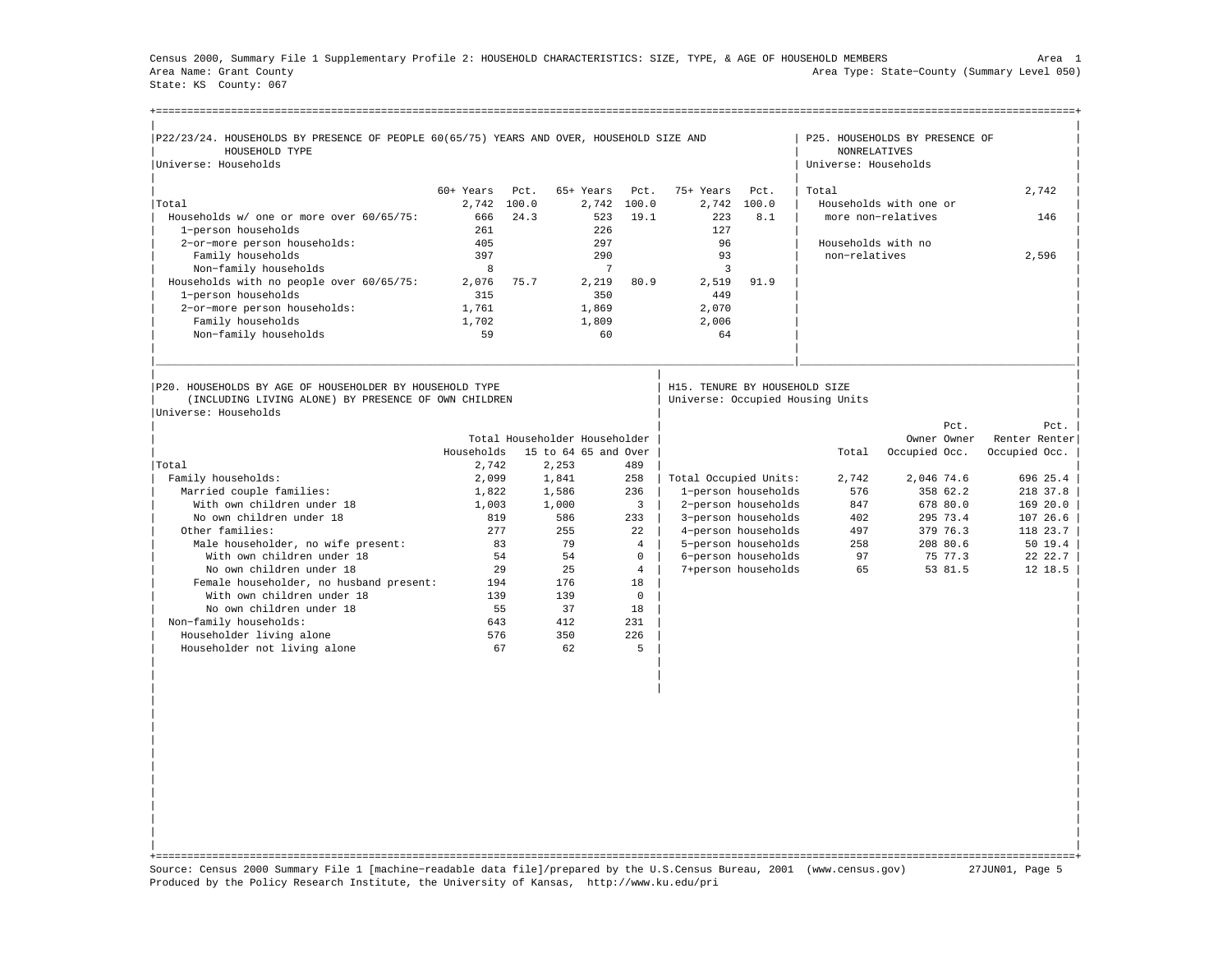Census 2000, Summary File 1 Supplementary Profile 2: HOUSEHOLD CHARACTERISTICS: SIZE, TYPE, & AGE OF HOUSEHOLD MEMBERS

Area 1

Area Name: Grant County

Area Type: State-County (Summary Level 050)

State: KS County: 067

## P22/23/24. HOUSEHOLDS BY PRESENCE OF PEOPLE 60(65/75) YEARS AND OVER, HOUSEHOLD SIZE AND HOUSEHOLD TYPE

Universe: Households

| | 60+ Years | Pct. | 65+ Years | Pct. | 75+ Years | Pct. |
|---|---|---|---|---|---|---|
| Total | 2,742 | 100.0 | 2,742 | 100.0 | 2,742 | 100.0 |
| Households w/ one or more over 60/65/75: | 666 | 24.3 | 523 | 19.1 | 223 | 8.1 |
| 1-person households | 261 | | 226 | | 127 | |
| 2-or-more person households: | 405 | | 297 | | 96 | |
| Family households | 397 | | 290 | | 93 | |
| Non-family households | 8 | | 7 | | 3 | |
| Households with no people over 60/65/75: | 2,076 | 75.7 | 2,219 | 80.9 | 2,519 | 91.9 |
| 1-person households | 315 | | 350 | | 449 | |
| 2-or-more person households: | 1,761 | | 1,869 | | 2,070 | |
| Family households | 1,702 | | 1,809 | | 2,006 | |
| Non-family households | 59 | | 60 | | 64 | |

## P25. HOUSEHOLDS BY PRESENCE OF NONRELATIVES

Universe: Households

| | |
|---|---|
| Total | 2,742 |
| Households with one or more non-relatives | 146 |
| Households with no non-relatives | 2,596 |

## P20. HOUSEHOLDS BY AGE OF HOUSEHOLDER BY HOUSEHOLD TYPE (INCLUDING LIVING ALONE) BY PRESENCE OF OWN CHILDREN

Universe: Households

| | Total Households | Householder 15 to 64 | Householder 65 and Over |
|---|---|---|---|
| Total | 2,742 | 2,253 | 489 |
| Family households: | 2,099 | 1,841 | 258 |
| Married couple families: | 1,822 | 1,586 | 236 |
| With own children under 18 | 1,003 | 1,000 | 3 |
| No own children under 18 | 819 | 586 | 233 |
| Other families: | 277 | 255 | 22 |
| Male householder, no wife present: | 83 | 79 | 4 |
| With own children under 18 | 54 | 54 | 0 |
| No own children under 18 | 29 | 25 | 4 |
| Female householder, no husband present: | 194 | 176 | 18 |
| With own children under 18 | 139 | 139 | 0 |
| No own children under 18 | 55 | 37 | 18 |
| Non-family households: | 643 | 412 | 231 |
| Householder living alone | 576 | 350 | 226 |
| Householder not living alone | 67 | 62 | 5 |

## H15. TENURE BY HOUSEHOLD SIZE

Universe: Occupied Housing Units

| | Total | Owner Occupied | Pct. Owner Occ. | Renter Occupied | Pct. Renter Occ. |
|---|---|---|---|---|---|
| Total Occupied Units: | 2,742 | 2,046 | 74.6 | 696 | 25.4 |
| 1-person households | 576 | 358 | 62.2 | 218 | 37.8 |
| 2-person households | 847 | 678 | 80.0 | 169 | 20.0 |
| 3-person households | 402 | 295 | 73.4 | 107 | 26.6 |
| 4-person households | 497 | 379 | 76.3 | 118 | 23.7 |
| 5-person households | 258 | 208 | 80.6 | 50 | 19.4 |
| 6-person households | 97 | 75 | 77.3 | 22 | 22.7 |
| 7+person households | 65 | 53 | 81.5 | 12 | 18.5 |

Source: Census 2000 Summary File 1 [machine-readable data file]/prepared by the U.S.Census Bureau, 2001 (www.census.gov) 27JUN01

Produced by the Policy Research Institute, the University of Kansas, http://www.ku.edu/pri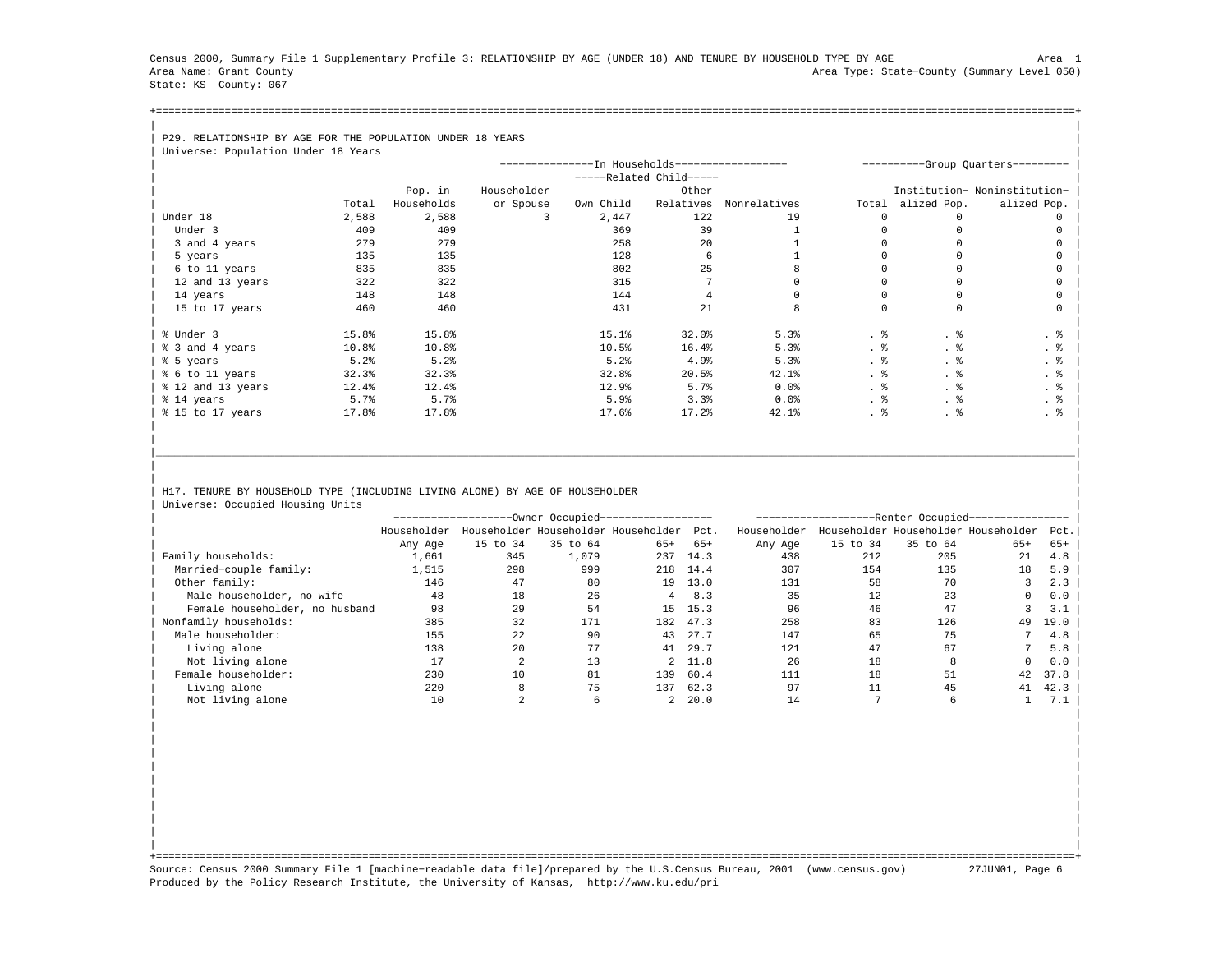Census 2000, Summary File 1 Supplementary Profile 3: RELATIONSHIP BY AGE (UNDER 18) AND TENURE BY HOUSEHOLD TYPE BY AGE

Area Name: Grant County
State: KS County: 067

Area 1
Area Type: State−County (Summary Level 050)

## P29. RELATIONSHIP BY AGE FOR THE POPULATION UNDER 18 YEARS

Universe: Population Under 18 Years

| | | In Households | | | | | Group Quarters | | |
|---|---|---|---|---|---|---|---|---|---|
| | | | | Related Child | | | | | |
| | Total | Pop. in Households | Householder or Spouse | Own Child | Other Relatives | Nonrelatives | Total | Institutionalized Pop. | Noninstitutionalized Pop. |
| Under 18 | 2,588 | 2,588 | 3 | 2,447 | 122 | 19 | 0 | 0 | 0 |
| Under 3 | 409 | 409 | | 369 | 39 | 1 | 0 | 0 | 0 |
| 3 and 4 years | 279 | 279 | | 258 | 20 | 1 | 0 | 0 | 0 |
| 5 years | 135 | 135 | | 128 | 6 | 1 | 0 | 0 | 0 |
| 6 to 11 years | 835 | 835 | | 802 | 25 | 8 | 0 | 0 | 0 |
| 12 and 13 years | 322 | 322 | | 315 | 7 | 0 | 0 | 0 | 0 |
| 14 years | 148 | 148 | | 144 | 4 | 0 | 0 | 0 | 0 |
| 15 to 17 years | 460 | 460 | | 431 | 21 | 8 | 0 | 0 | 0 |
| % Under 3 | 15.8% | 15.8% | | 15.1% | 32.0% | 5.3% | . % | . % | . % |
| % 3 and 4 years | 10.8% | 10.8% | | 10.5% | 16.4% | 5.3% | . % | . % | . % |
| % 5 years | 5.2% | 5.2% | | 5.2% | 4.9% | 5.3% | . % | . % | . % |
| % 6 to 11 years | 32.3% | 32.3% | | 32.8% | 20.5% | 42.1% | . % | . % | . % |
| % 12 and 13 years | 12.4% | 12.4% | | 12.9% | 5.7% | 0.0% | . % | . % | . % |
| % 14 years | 5.7% | 5.7% | | 5.9% | 3.3% | 0.0% | . % | . % | . % |
| % 15 to 17 years | 17.8% | 17.8% | | 17.6% | 17.2% | 42.1% | . % | . % | . % |

## H17. TENURE BY HOUSEHOLD TYPE (INCLUDING LIVING ALONE) BY AGE OF HOUSEHOLDER

Universe: Occupied Housing Units

| | Owner Occupied | | | | | Renter Occupied | | | | |
|---|---|---|---|---|---|---|---|---|---|---|
| | Householder Any Age | Householder 15 to 34 | Householder 35 to 64 | Householder 65+ | Pct. 65+ | Householder Any Age | Householder 15 to 34 | Householder 35 to 64 | Householder 65+ | Pct. 65+ |
| Family households: | 1,661 | 345 | 1,079 | 237 | 14.3 | 438 | 212 | 205 | 21 | 4.8 |
| Married−couple family: | 1,515 | 298 | 999 | 218 | 14.4 | 307 | 154 | 135 | 18 | 5.9 |
| Other family: | 146 | 47 | 80 | 19 | 13.0 | 131 | 58 | 70 | 3 | 2.3 |
| Male householder, no wife | 48 | 18 | 26 | 4 | 8.3 | 35 | 12 | 23 | 0 | 0.0 |
| Female householder, no husband | 98 | 29 | 54 | 15 | 15.3 | 96 | 46 | 47 | 3 | 3.1 |
| Nonfamily households: | 385 | 32 | 171 | 182 | 47.3 | 258 | 83 | 126 | 49 | 19.0 |
| Male householder: | 155 | 22 | 90 | 43 | 27.7 | 147 | 65 | 75 | 7 | 4.8 |
| Living alone | 138 | 20 | 77 | 41 | 29.7 | 121 | 47 | 67 | 7 | 5.8 |
| Not living alone | 17 | 2 | 13 | 2 | 11.8 | 26 | 18 | 8 | 0 | 0.0 |
| Female householder: | 230 | 10 | 81 | 139 | 60.4 | 111 | 18 | 51 | 42 | 37.8 |
| Living alone | 220 | 8 | 75 | 137 | 62.3 | 97 | 11 | 45 | 41 | 42.3 |
| Not living alone | 10 | 2 | 6 | 2 | 20.0 | 14 | 7 | 6 | 1 | 7.1 |

Source: Census 2000 Summary File 1 [machine−readable data file]/prepared by the U.S.Census Bureau, 2001 (www.census.gov) 27JUN01
Produced by the Policy Research Institute, the University of Kansas, http://www.ku.edu/pri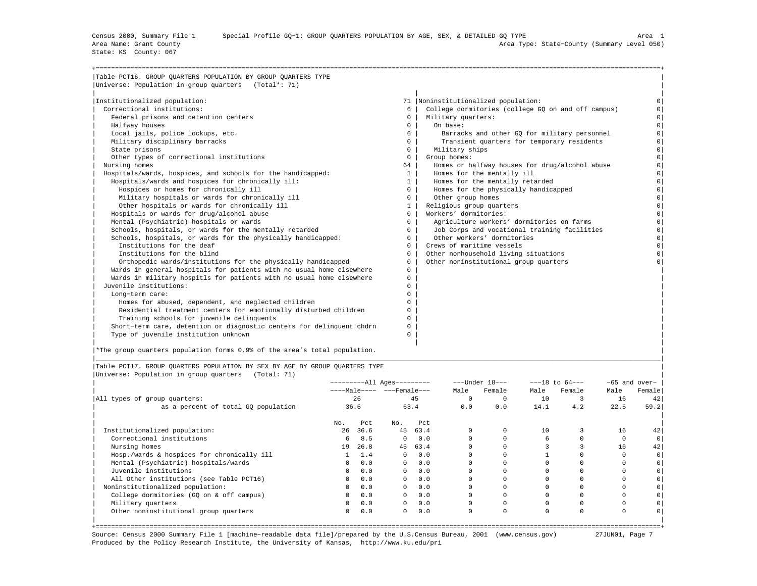Census 2000, Summary File 1 Special Profile GQ−1: GROUP QUARTERS POPULATION BY AGE, SEX, & DETAILED GQ TYPE Area 1
Area Name: Grant County Area Type: State−County (Summary Level 050)
State: KS County: 067

## Table PCT16. GROUP QUARTERS POPULATION BY GROUP QUARTERS TYPE

Universe: Population in group quarters (Total*: 71)

| Institutionalized population: | 71 | Noninstitutionalized population: | 0 |
|---|---|---|---|
| Correctional institutions: | 6 | College dormitories (college GQ on and off campus) | 0 |
| Federal prisons and detention centers | 0 | Military quarters: | 0 |
| Halfway houses | 0 | On base: | 0 |
| Local jails, police lockups, etc. | 6 | Barracks and other GQ for military personnel | 0 |
| Military disciplinary barracks | 0 | Transient quarters for temporary residents | 0 |
| State prisons | 0 | Military ships | 0 |
| Other types of correctional institutions | 0 | Group homes: | 0 |
| Nursing homes | 64 | Homes or halfway houses for drug/alcohol abuse | 0 |
| Hospitals/wards, hospices, and schools for the handicapped: | 1 | Homes for the mentally ill | 0 |
| Hospitals/wards and hospices for chronically ill: | 1 | Homes for the mentally retarded | 0 |
| Hospices or homes for chronically ill | 0 | Homes for the physically handicapped | 0 |
| Military hospitals or wards for chronically ill | 0 | Other group homes | 0 |
| Other hospitals or wards for chronically ill | 1 | Religious group quarters | 0 |
| Hospitals or wards for drug/alcohol abuse | 0 | Workers' dormitories: | 0 |
| Mental (Psychiatric) hospitals or wards | 0 | Agriculture workers' dormitories on farms | 0 |
| Schools, hospitals, or wards for the mentally retarded | 0 | Job Corps and vocational training facilities | 0 |
| Schools, hospitals, or wards for the physically handicapped: | 0 | Other workers' dormitories | 0 |
| Institutions for the deaf | 0 | Crews of maritime vessels | 0 |
| Institutions for the blind | 0 | Other nonhousehold living situations | 0 |
| Orthopedic wards/institutions for the physically handicapped | 0 | Other noninstitutional group quarters | 0 |
| Wards in general hospitals for patients with no usual home elsewhere | 0 | | |
| Wards in military hospitls for patients with no usual home elsewhere | 0 | | |
| Juvenile institutions: | 0 | | |
| Long−term care: | 0 | | |
| Homes for abused, dependent, and neglected children | 0 | | |
| Residential treatment centers for emotionally disturbed children | 0 | | |
| Training schools for juvenile delinquents | 0 | | |
| Short−term care, detention or diagnostic centers for delinquent chdrn | 0 | | |
| Type of juvenile institution unknown | 0 | | |

*The group quarters population forms 0.9% of the area's total population.

## Table PCT17. GROUP QUARTERS POPULATION BY SEX BY AGE BY GROUP QUARTERS TYPE

Universe: Population in group quarters (Total: 71)

| | All Ages | | | | Under 18 | | 18 to 64 | | 65 and over | |
|---|---|---|---|---|---|---|---|---|---|---|
| | Male | | Female | | Male | Female | Male | Female | Male | Female |
| All types of group quarters: | 26 | | 45 | | 0 | 0 | 10 | 3 | 16 | 42 |
| as a percent of total GQ population | 36.6 | | 63.4 | | 0.0 | 0.0 | 14.1 | 4.2 | 22.5 | 59.2 |
| | No. | Pct | No. | Pct | | | | | | |
| Institutionalized population: | 26 | 36.6 | 45 | 63.4 | 0 | 0 | 10 | 3 | 16 | 42 |
| Correctional institutions | 6 | 8.5 | 0 | 0.0 | 0 | 0 | 6 | 0 | 0 | 0 |
| Nursing homes | 19 | 26.8 | 45 | 63.4 | 0 | 0 | 3 | 3 | 16 | 42 |
| Hosp./wards & hospices for chronically ill | 1 | 1.4 | 0 | 0.0 | 0 | 0 | 1 | 0 | 0 | 0 |
| Mental (Psychiatric) hospitals/wards | 0 | 0.0 | 0 | 0.0 | 0 | 0 | 0 | 0 | 0 | 0 |
| Juvenile institutions | 0 | 0.0 | 0 | 0.0 | 0 | 0 | 0 | 0 | 0 | 0 |
| All Other institutions (see Table PCT16) | 0 | 0.0 | 0 | 0.0 | 0 | 0 | 0 | 0 | 0 | 0 |
| Noninstitutionalized population: | 0 | 0.0 | 0 | 0.0 | 0 | 0 | 0 | 0 | 0 | 0 |
| College dormitories (GQ on & off campus) | 0 | 0.0 | 0 | 0.0 | 0 | 0 | 0 | 0 | 0 | 0 |
| Military quarters | 0 | 0.0 | 0 | 0.0 | 0 | 0 | 0 | 0 | 0 | 0 |
| Other noninstitutional group quarters | 0 | 0.0 | 0 | 0.0 | 0 | 0 | 0 | 0 | 0 | 0 |

Source: Census 2000 Summary File 1 [machine−readable data file]/prepared by the U.S.Census Bureau, 2001 (www.census.gov) 27JUN01
Produced by the Policy Research Institute, the University of Kansas, http://www.ku.edu/pri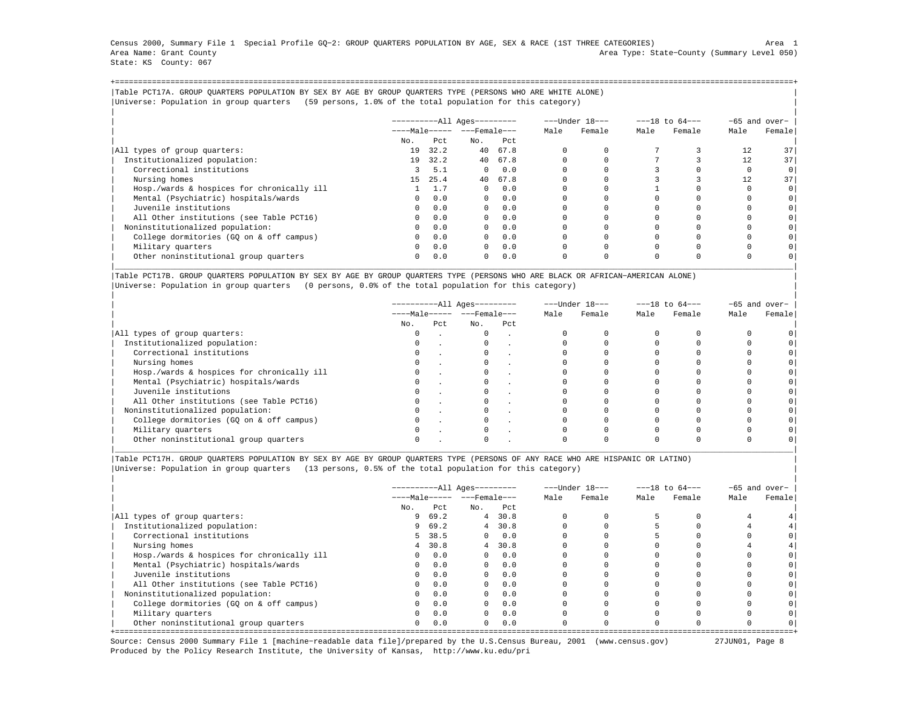Census 2000, Summary File 1 Special Profile GQ−2: GROUP QUARTERS POPULATION BY AGE, SEX & RACE (1ST THREE CATEGORIES) Area 1
Area Name: Grant County Area Type: State−County (Summary Level 050)
State: KS County: 067

## Table PCT17A. GROUP QUARTERS POPULATION BY SEX BY AGE BY GROUP QUARTERS TYPE (PERSONS WHO ARE WHITE ALONE)

Universe: Population in group quarters (59 persons, 1.0% of the total population for this category)

| | All Ages | | | | Under 18 | | 18 to 64 | | 65 and over | |
|---|---|---|---|---|---|---|---|---|---|---|
| | Male | | Female | | Male | Female | Male | Female | Male | Female |
| | No. | Pct | No. | Pct | | | | | | |
| All types of group quarters: | 19 | 32.2 | 40 | 67.8 | 0 | 0 | 7 | 3 | 12 | 37 |
| Institutionalized population: | 19 | 32.2 | 40 | 67.8 | 0 | 0 | 7 | 3 | 12 | 37 |
| Correctional institutions | 3 | 5.1 | 0 | 0.0 | 0 | 0 | 3 | 0 | 0 | 0 |
| Nursing homes | 15 | 25.4 | 40 | 67.8 | 0 | 0 | 3 | 3 | 12 | 37 |
| Hosp./wards & hospices for chronically ill | 1 | 1.7 | 0 | 0.0 | 0 | 0 | 1 | 0 | 0 | 0 |
| Mental (Psychiatric) hospitals/wards | 0 | 0.0 | 0 | 0.0 | 0 | 0 | 0 | 0 | 0 | 0 |
| Juvenile institutions | 0 | 0.0 | 0 | 0.0 | 0 | 0 | 0 | 0 | 0 | 0 |
| All Other institutions (see Table PCT16) | 0 | 0.0 | 0 | 0.0 | 0 | 0 | 0 | 0 | 0 | 0 |
| Noninstitutionalized population: | 0 | 0.0 | 0 | 0.0 | 0 | 0 | 0 | 0 | 0 | 0 |
| College dormitories (GQ on & off campus) | 0 | 0.0 | 0 | 0.0 | 0 | 0 | 0 | 0 | 0 | 0 |
| Military quarters | 0 | 0.0 | 0 | 0.0 | 0 | 0 | 0 | 0 | 0 | 0 |
| Other noninstitutional group quarters | 0 | 0.0 | 0 | 0.0 | 0 | 0 | 0 | 0 | 0 | 0 |

## Table PCT17B. GROUP QUARTERS POPULATION BY SEX BY AGE BY GROUP QUARTERS TYPE (PERSONS WHO ARE BLACK OR AFRICAN−AMERICAN ALONE)

Universe: Population in group quarters (0 persons, 0.0% of the total population for this category)

| | All Ages | | | | Under 18 | | 18 to 64 | | 65 and over | |
|---|---|---|---|---|---|---|---|---|---|---|
| | Male | | Female | | Male | Female | Male | Female | Male | Female |
| | No. | Pct | No. | Pct | | | | | | |
| All types of group quarters: | 0 | . | 0 | . | 0 | 0 | 0 | 0 | 0 | 0 |
| Institutionalized population: | 0 | . | 0 | . | 0 | 0 | 0 | 0 | 0 | 0 |
| Correctional institutions | 0 | . | 0 | . | 0 | 0 | 0 | 0 | 0 | 0 |
| Nursing homes | 0 | . | 0 | . | 0 | 0 | 0 | 0 | 0 | 0 |
| Hosp./wards & hospices for chronically ill | 0 | . | 0 | . | 0 | 0 | 0 | 0 | 0 | 0 |
| Mental (Psychiatric) hospitals/wards | 0 | . | 0 | . | 0 | 0 | 0 | 0 | 0 | 0 |
| Juvenile institutions | 0 | . | 0 | . | 0 | 0 | 0 | 0 | 0 | 0 |
| All Other institutions (see Table PCT16) | 0 | . | 0 | . | 0 | 0 | 0 | 0 | 0 | 0 |
| Noninstitutionalized population: | 0 | . | 0 | . | 0 | 0 | 0 | 0 | 0 | 0 |
| College dormitories (GQ on & off campus) | 0 | . | 0 | . | 0 | 0 | 0 | 0 | 0 | 0 |
| Military quarters | 0 | . | 0 | . | 0 | 0 | 0 | 0 | 0 | 0 |
| Other noninstitutional group quarters | 0 | . | 0 | . | 0 | 0 | 0 | 0 | 0 | 0 |

## Table PCT17H. GROUP QUARTERS POPULATION BY SEX BY AGE BY GROUP QUARTERS TYPE (PERSONS OF ANY RACE WHO ARE HISPANIC OR LATINO)

Universe: Population in group quarters (13 persons, 0.5% of the total population for this category)

| | All Ages | | | | Under 18 | | 18 to 64 | | 65 and over | |
|---|---|---|---|---|---|---|---|---|---|---|
| | Male | | Female | | Male | Female | Male | Female | Male | Female |
| | No. | Pct | No. | Pct | | | | | | |
| All types of group quarters: | 9 | 69.2 | 4 | 30.8 | 0 | 0 | 5 | 0 | 4 | 4 |
| Institutionalized population: | 9 | 69.2 | 4 | 30.8 | 0 | 0 | 5 | 0 | 4 | 4 |
| Correctional institutions | 5 | 38.5 | 0 | 0.0 | 0 | 0 | 5 | 0 | 0 | 0 |
| Nursing homes | 4 | 30.8 | 4 | 30.8 | 0 | 0 | 0 | 0 | 4 | 4 |
| Hosp./wards & hospices for chronically ill | 0 | 0.0 | 0 | 0.0 | 0 | 0 | 0 | 0 | 0 | 0 |
| Mental (Psychiatric) hospitals/wards | 0 | 0.0 | 0 | 0.0 | 0 | 0 | 0 | 0 | 0 | 0 |
| Juvenile institutions | 0 | 0.0 | 0 | 0.0 | 0 | 0 | 0 | 0 | 0 | 0 |
| All Other institutions (see Table PCT16) | 0 | 0.0 | 0 | 0.0 | 0 | 0 | 0 | 0 | 0 | 0 |
| Noninstitutionalized population: | 0 | 0.0 | 0 | 0.0 | 0 | 0 | 0 | 0 | 0 | 0 |
| College dormitories (GQ on & off campus) | 0 | 0.0 | 0 | 0.0 | 0 | 0 | 0 | 0 | 0 | 0 |
| Military quarters | 0 | 0.0 | 0 | 0.0 | 0 | 0 | 0 | 0 | 0 | 0 |
| Other noninstitutional group quarters | 0 | 0.0 | 0 | 0.0 | 0 | 0 | 0 | 0 | 0 | 0 |

Source: Census 2000 Summary File 1 [machine−readable data file]/prepared by the U.S.Census Bureau, 2001 (www.census.gov) 27JUN01, Page 8
Produced by the Policy Research Institute, the University of Kansas, http://www.ku.edu/pri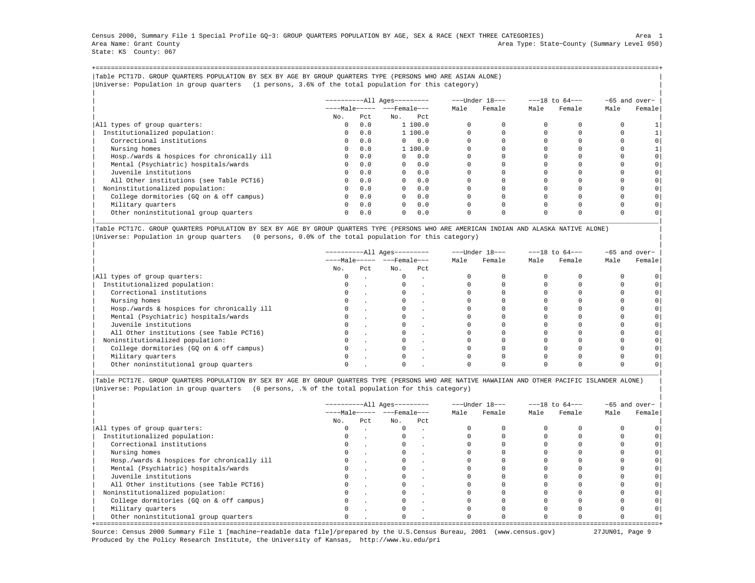Census 2000, Summary File 1 Special Profile GQ-3: GROUP QUARTERS POPULATION BY AGE, SEX & RACE (NEXT THREE CATEGORIES) Area 1
Area Name: Grant County Area Type: State-County (Summary Level 050)
State: KS County: 067

Table PCT17D. GROUP QUARTERS POPULATION BY SEX BY AGE BY GROUP QUARTERS TYPE (PERSONS WHO ARE ASIAN ALONE)
Universe: Population in group quarters (1 persons, 3.6% of the total population for this category)

| | All Ages | | | | Under 18 | | 18 to 64 | | 65 and over | |
|---|---|---|---|---|---|---|---|---|---|---|
| | Male | | Female | | Male | Female | Male | Female | Male | Female |
| | No. | Pct | No. | Pct | | | | | | |
| All types of group quarters: | 0 | 0.0 | 1 | 100.0 | 0 | 0 | 0 | 0 | 0 | 1 |
| Institutionalized population: | 0 | 0.0 | 1 | 100.0 | 0 | 0 | 0 | 0 | 0 | 1 |
| Correctional institutions | 0 | 0.0 | 0 | 0.0 | 0 | 0 | 0 | 0 | 0 | 0 |
| Nursing homes | 0 | 0.0 | 1 | 100.0 | 0 | 0 | 0 | 0 | 0 | 1 |
| Hosp./wards & hospices for chronically ill | 0 | 0.0 | 0 | 0.0 | 0 | 0 | 0 | 0 | 0 | 0 |
| Mental (Psychiatric) hospitals/wards | 0 | 0.0 | 0 | 0.0 | 0 | 0 | 0 | 0 | 0 | 0 |
| Juvenile institutions | 0 | 0.0 | 0 | 0.0 | 0 | 0 | 0 | 0 | 0 | 0 |
| All Other institutions (see Table PCT16) | 0 | 0.0 | 0 | 0.0 | 0 | 0 | 0 | 0 | 0 | 0 |
| Noninstitutionalized population: | 0 | 0.0 | 0 | 0.0 | 0 | 0 | 0 | 0 | 0 | 0 |
| College dormitories (GQ on & off campus) | 0 | 0.0 | 0 | 0.0 | 0 | 0 | 0 | 0 | 0 | 0 |
| Military quarters | 0 | 0.0 | 0 | 0.0 | 0 | 0 | 0 | 0 | 0 | 0 |
| Other noninstitutional group quarters | 0 | 0.0 | 0 | 0.0 | 0 | 0 | 0 | 0 | 0 | 0 |

Table PCT17C. GROUP QUARTERS POPULATION BY SEX BY AGE BY GROUP QUARTERS TYPE (PERSONS WHO ARE AMERICAN INDIAN AND ALASKA NATIVE ALONE)
Universe: Population in group quarters (0 persons, 0.0% of the total population for this category)

| | All Ages | | | | Under 18 | | 18 to 64 | | 65 and over | |
|---|---|---|---|---|---|---|---|---|---|---|
| | Male | | Female | | Male | Female | Male | Female | Male | Female |
| | No. | Pct | No. | Pct | | | | | | |
| All types of group quarters: | 0 | . | 0 | . | 0 | 0 | 0 | 0 | 0 | 0 |
| Institutionalized population: | 0 | . | 0 | . | 0 | 0 | 0 | 0 | 0 | 0 |
| Correctional institutions | 0 | . | 0 | . | 0 | 0 | 0 | 0 | 0 | 0 |
| Nursing homes | 0 | . | 0 | . | 0 | 0 | 0 | 0 | 0 | 0 |
| Hosp./wards & hospices for chronically ill | 0 | . | 0 | . | 0 | 0 | 0 | 0 | 0 | 0 |
| Mental (Psychiatric) hospitals/wards | 0 | . | 0 | . | 0 | 0 | 0 | 0 | 0 | 0 |
| Juvenile institutions | 0 | . | 0 | . | 0 | 0 | 0 | 0 | 0 | 0 |
| All Other institutions (see Table PCT16) | 0 | . | 0 | . | 0 | 0 | 0 | 0 | 0 | 0 |
| Noninstitutionalized population: | 0 | . | 0 | . | 0 | 0 | 0 | 0 | 0 | 0 |
| College dormitories (GQ on & off campus) | 0 | . | 0 | . | 0 | 0 | 0 | 0 | 0 | 0 |
| Military quarters | 0 | . | 0 | . | 0 | 0 | 0 | 0 | 0 | 0 |
| Other noninstitutional group quarters | 0 | . | 0 | . | 0 | 0 | 0 | 0 | 0 | 0 |

Table PCT17E. GROUP QUARTERS POPULATION BY SEX BY AGE BY GROUP QUARTERS TYPE (PERSONS WHO ARE NATIVE HAWAIIAN AND OTHER PACIFIC ISLANDER ALONE)
Universe: Population in group quarters (0 persons, .% of the total population for this category)

| | All Ages | | | | Under 18 | | 18 to 64 | | 65 and over | |
|---|---|---|---|---|---|---|---|---|---|---|
| | Male | | Female | | Male | Female | Male | Female | Male | Female |
| | No. | Pct | No. | Pct | | | | | | |
| All types of group quarters: | 0 | . | 0 | . | 0 | 0 | 0 | 0 | 0 | 0 |
| Institutionalized population: | 0 | . | 0 | . | 0 | 0 | 0 | 0 | 0 | 0 |
| Correctional institutions | 0 | . | 0 | . | 0 | 0 | 0 | 0 | 0 | 0 |
| Nursing homes | 0 | . | 0 | . | 0 | 0 | 0 | 0 | 0 | 0 |
| Hosp./wards & hospices for chronically ill | 0 | . | 0 | . | 0 | 0 | 0 | 0 | 0 | 0 |
| Mental (Psychiatric) hospitals/wards | 0 | . | 0 | . | 0 | 0 | 0 | 0 | 0 | 0 |
| Juvenile institutions | 0 | . | 0 | . | 0 | 0 | 0 | 0 | 0 | 0 |
| All Other institutions (see Table PCT16) | 0 | . | 0 | . | 0 | 0 | 0 | 0 | 0 | 0 |
| Noninstitutionalized population: | 0 | . | 0 | . | 0 | 0 | 0 | 0 | 0 | 0 |
| College dormitories (GQ on & off campus) | 0 | . | 0 | . | 0 | 0 | 0 | 0 | 0 | 0 |
| Military quarters | 0 | . | 0 | . | 0 | 0 | 0 | 0 | 0 | 0 |
| Other noninstitutional group quarters | 0 | . | 0 | . | 0 | 0 | 0 | 0 | 0 | 0 |

Source: Census 2000 Summary File 1 [machine-readable data file]/prepared by the U.S.Census Bureau, 2001 (www.census.gov) 27JUN01, Page 9
Produced by the Policy Research Institute, the University of Kansas, http://www.ku.edu/pri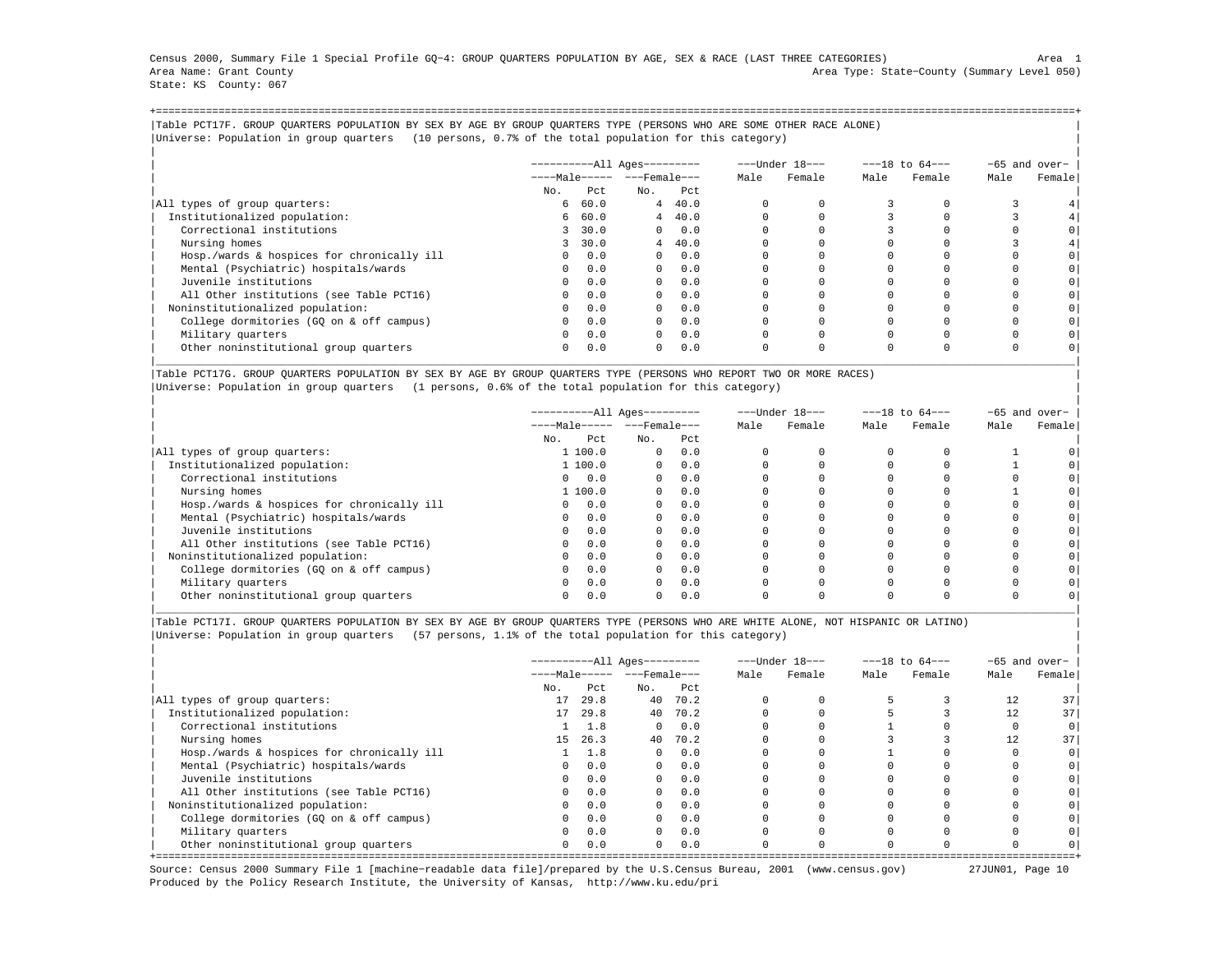Census 2000, Summary File 1 Special Profile GQ-4: GROUP QUARTERS POPULATION BY AGE, SEX & RACE (LAST THREE CATEGORIES)

Area Name: Grant County

State: KS County: 067

Area Type: State-County (Summary Level 050)

## Table PCT17F. GROUP QUARTERS POPULATION BY SEX BY AGE BY GROUP QUARTERS TYPE (PERSONS WHO ARE SOME OTHER RACE ALONE)

Universe: Population in group quarters (10 persons, 0.7% of the total population for this category)

| | All Ages | | | | Under 18 | | 18 to 64 | | 65 and over | |
|---|---|---|---|---|---|---|---|---|---|---|
| | Male | | Female | | Male | Female | Male | Female | Male | Female |
| | No. | Pct | No. | Pct | | | | | | |
| All types of group quarters: | 6 | 60.0 | 4 | 40.0 | 0 | 0 | 3 | 0 | 3 | 4 |
| Institutionalized population: | 6 | 60.0 | 4 | 40.0 | 0 | 0 | 3 | 0 | 3 | 4 |
| Correctional institutions | 3 | 30.0 | 0 | 0.0 | 0 | 0 | 3 | 0 | 0 | 0 |
| Nursing homes | 3 | 30.0 | 4 | 40.0 | 0 | 0 | 0 | 0 | 3 | 4 |
| Hosp./wards & hospices for chronically ill | 0 | 0.0 | 0 | 0.0 | 0 | 0 | 0 | 0 | 0 | 0 |
| Mental (Psychiatric) hospitals/wards | 0 | 0.0 | 0 | 0.0 | 0 | 0 | 0 | 0 | 0 | 0 |
| Juvenile institutions | 0 | 0.0 | 0 | 0.0 | 0 | 0 | 0 | 0 | 0 | 0 |
| All Other institutions (see Table PCT16) | 0 | 0.0 | 0 | 0.0 | 0 | 0 | 0 | 0 | 0 | 0 |
| Noninstitutionalized population: | 0 | 0.0 | 0 | 0.0 | 0 | 0 | 0 | 0 | 0 | 0 |
| College dormitories (GQ on & off campus) | 0 | 0.0 | 0 | 0.0 | 0 | 0 | 0 | 0 | 0 | 0 |
| Military quarters | 0 | 0.0 | 0 | 0.0 | 0 | 0 | 0 | 0 | 0 | 0 |
| Other noninstitutional group quarters | 0 | 0.0 | 0 | 0.0 | 0 | 0 | 0 | 0 | 0 | 0 |

## Table PCT17G. GROUP QUARTERS POPULATION BY SEX BY AGE BY GROUP QUARTERS TYPE (PERSONS WHO REPORT TWO OR MORE RACES)

Universe: Population in group quarters (1 persons, 0.6% of the total population for this category)

| | All Ages | | | | Under 18 | | 18 to 64 | | 65 and over | |
|---|---|---|---|---|---|---|---|---|---|---|
| | Male | | Female | | Male | Female | Male | Female | Male | Female |
| | No. | Pct | No. | Pct | | | | | | |
| All types of group quarters: | 1 | 100.0 | 0 | 0.0 | 0 | 0 | 0 | 0 | 1 | 0 |
| Institutionalized population: | 1 | 100.0 | 0 | 0.0 | 0 | 0 | 0 | 0 | 1 | 0 |
| Correctional institutions | 0 | 0.0 | 0 | 0.0 | 0 | 0 | 0 | 0 | 0 | 0 |
| Nursing homes | 1 | 100.0 | 0 | 0.0 | 0 | 0 | 0 | 0 | 1 | 0 |
| Hosp./wards & hospices for chronically ill | 0 | 0.0 | 0 | 0.0 | 0 | 0 | 0 | 0 | 0 | 0 |
| Mental (Psychiatric) hospitals/wards | 0 | 0.0 | 0 | 0.0 | 0 | 0 | 0 | 0 | 0 | 0 |
| Juvenile institutions | 0 | 0.0 | 0 | 0.0 | 0 | 0 | 0 | 0 | 0 | 0 |
| All Other institutions (see Table PCT16) | 0 | 0.0 | 0 | 0.0 | 0 | 0 | 0 | 0 | 0 | 0 |
| Noninstitutionalized population: | 0 | 0.0 | 0 | 0.0 | 0 | 0 | 0 | 0 | 0 | 0 |
| College dormitories (GQ on & off campus) | 0 | 0.0 | 0 | 0.0 | 0 | 0 | 0 | 0 | 0 | 0 |
| Military quarters | 0 | 0.0 | 0 | 0.0 | 0 | 0 | 0 | 0 | 0 | 0 |
| Other noninstitutional group quarters | 0 | 0.0 | 0 | 0.0 | 0 | 0 | 0 | 0 | 0 | 0 |

## Table PCT17I. GROUP QUARTERS POPULATION BY SEX BY AGE BY GROUP QUARTERS TYPE (PERSONS WHO ARE WHITE ALONE, NOT HISPANIC OR LATINO)

Universe: Population in group quarters (57 persons, 1.1% of the total population for this category)

| | All Ages | | | | Under 18 | | 18 to 64 | | 65 and over | |
|---|---|---|---|---|---|---|---|---|---|---|
| | Male | | Female | | Male | Female | Male | Female | Male | Female |
| | No. | Pct | No. | Pct | | | | | | |
| All types of group quarters: | 17 | 29.8 | 40 | 70.2 | 0 | 0 | 5 | 3 | 12 | 37 |
| Institutionalized population: | 17 | 29.8 | 40 | 70.2 | 0 | 0 | 5 | 3 | 12 | 37 |
| Correctional institutions | 1 | 1.8 | 0 | 0.0 | 0 | 0 | 1 | 0 | 0 | 0 |
| Nursing homes | 15 | 26.3 | 40 | 70.2 | 0 | 0 | 3 | 3 | 12 | 37 |
| Hosp./wards & hospices for chronically ill | 1 | 1.8 | 0 | 0.0 | 0 | 0 | 1 | 0 | 0 | 0 |
| Mental (Psychiatric) hospitals/wards | 0 | 0.0 | 0 | 0.0 | 0 | 0 | 0 | 0 | 0 | 0 |
| Juvenile institutions | 0 | 0.0 | 0 | 0.0 | 0 | 0 | 0 | 0 | 0 | 0 |
| All Other institutions (see Table PCT16) | 0 | 0.0 | 0 | 0.0 | 0 | 0 | 0 | 0 | 0 | 0 |
| Noninstitutionalized population: | 0 | 0.0 | 0 | 0.0 | 0 | 0 | 0 | 0 | 0 | 0 |
| College dormitories (GQ on & off campus) | 0 | 0.0 | 0 | 0.0 | 0 | 0 | 0 | 0 | 0 | 0 |
| Military quarters | 0 | 0.0 | 0 | 0.0 | 0 | 0 | 0 | 0 | 0 | 0 |
| Other noninstitutional group quarters | 0 | 0.0 | 0 | 0.0 | 0 | 0 | 0 | 0 | 0 | 0 |

Source: Census 2000 Summary File 1 [machine-readable data file]/prepared by the U.S.Census Bureau, 2001 (www.census.gov) 27JUN01

Produced by the Policy Research Institute, the University of Kansas, http://www.ku.edu/pri